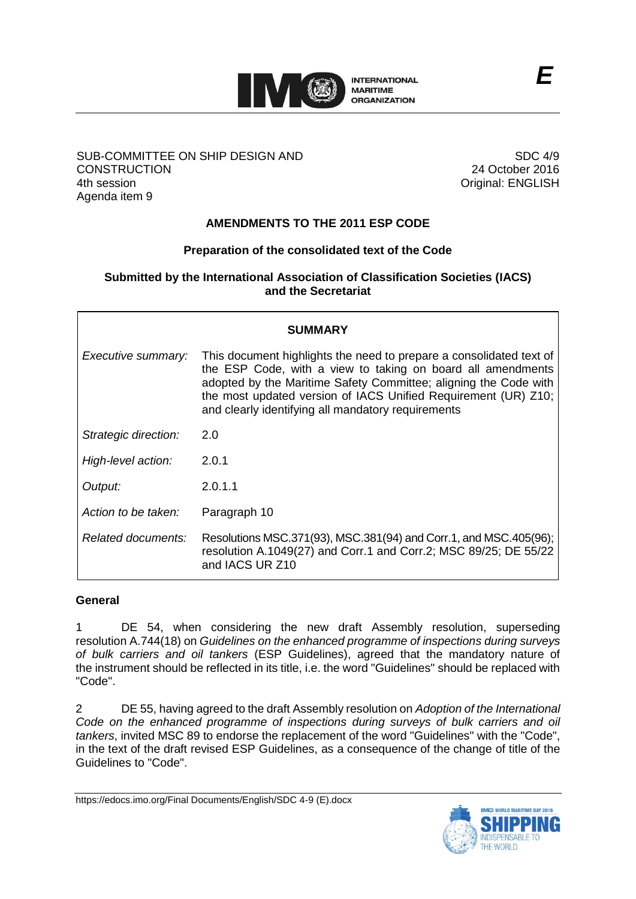INTERNATIONAL MARITIME ORGANIZATION

**E**

SUB-COMMITTEE ON SHIP DESIGN AND CONSTRUCTION
4th session
Agenda item 9

SDC 4/9
24 October 2016
Original: ENGLISH

# AMENDMENTS TO THE 2011 ESP CODE

## Preparation of the consolidated text of the Code

**Submitted by the International Association of Classification Societies (IACS) and the Secretariat**

| **SUMMARY** | |
|---|---|
| *Executive summary:* | This document highlights the need to prepare a consolidated text of the ESP Code, with a view to taking on board all amendments adopted by the Maritime Safety Committee; aligning the Code with the most updated version of IACS Unified Requirement (UR) Z10; and clearly identifying all mandatory requirements |
| *Strategic direction:* | 2.0 |
| *High-level action:* | 2.0.1 |
| *Output:* | 2.0.1.1 |
| *Action to be taken:* | Paragraph 10 |
| *Related documents:* | Resolutions MSC.371(93), MSC.381(94) and Corr.1, and MSC.405(96); resolution A.1049(27) and Corr.1 and Corr.2; MSC 89/25; DE 55/22 and IACS UR Z10 |

### General

1 DE 54, when considering the new draft Assembly resolution, superseding resolution A.744(18) on *Guidelines on the enhanced programme of inspections during surveys of bulk carriers and oil tankers* (ESP Guidelines), agreed that the mandatory nature of the instrument should be reflected in its title, i.e. the word "Guidelines" should be replaced with "Code".

2 DE 55, having agreed to the draft Assembly resolution on *Adoption of the International Code on the enhanced programme of inspections during surveys of bulk carriers and oil tankers*, invited MSC 89 to endorse the replacement of the word "Guidelines" with the "Code", in the text of the draft revised ESP Guidelines, as a consequence of the change of title of the Guidelines to "Code".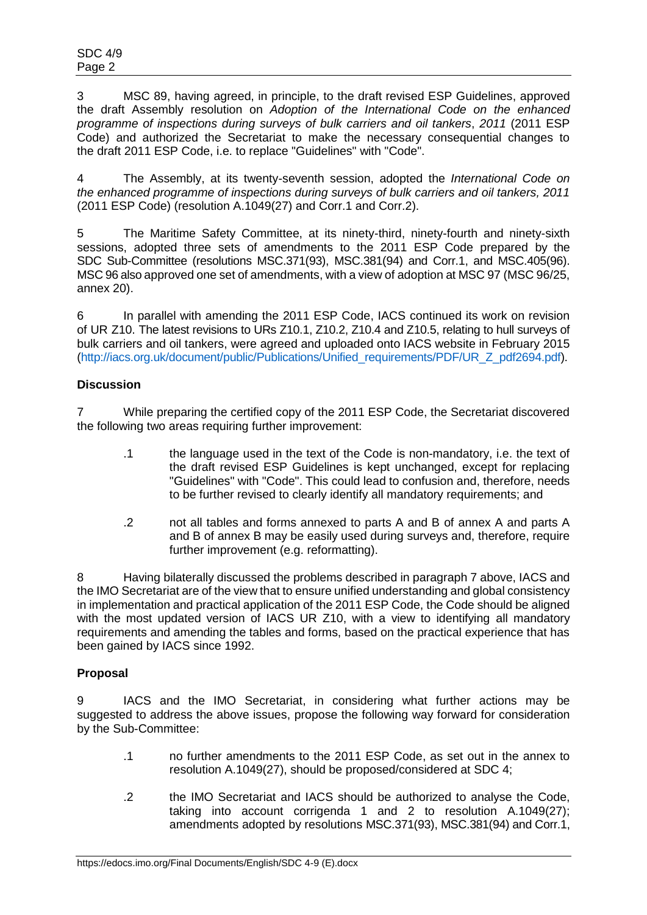3 MSC 89, having agreed, in principle, to the draft revised ESP Guidelines, approved the draft Assembly resolution on *Adoption of the International Code on the enhanced programme of inspections during surveys of bulk carriers and oil tankers*, *2011* (2011 ESP Code) and authorized the Secretariat to make the necessary consequential changes to the draft 2011 ESP Code, i.e. to replace "Guidelines" with "Code".

4 The Assembly, at its twenty-seventh session, adopted the *International Code on the enhanced programme of inspections during surveys of bulk carriers and oil tankers, 2011* (2011 ESP Code) (resolution A.1049(27) and Corr.1 and Corr.2).

5 The Maritime Safety Committee, at its ninety-third, ninety-fourth and ninety-sixth sessions, adopted three sets of amendments to the 2011 ESP Code prepared by the SDC Sub-Committee (resolutions MSC.371(93), MSC.381(94) and Corr.1, and MSC.405(96). MSC 96 also approved one set of amendments, with a view of adoption at MSC 97 (MSC 96/25, annex 20).

6 In parallel with amending the 2011 ESP Code, IACS continued its work on revision of UR Z10. The latest revisions to URs Z10.1, Z10.2, Z10.4 and Z10.5, relating to hull surveys of bulk carriers and oil tankers, were agreed and uploaded onto IACS website in February 2015 (http://iacs.org.uk/document/public/Publications/Unified_requirements/PDF/UR_Z_pdf2694.pdf).

## Discussion

7 While preparing the certified copy of the 2011 ESP Code, the Secretariat discovered the following two areas requiring further improvement:

.1 the language used in the text of the Code is non-mandatory, i.e. the text of the draft revised ESP Guidelines is kept unchanged, except for replacing "Guidelines" with "Code". This could lead to confusion and, therefore, needs to be further revised to clearly identify all mandatory requirements; and

.2 not all tables and forms annexed to parts A and B of annex A and parts A and B of annex B may be easily used during surveys and, therefore, require further improvement (e.g. reformatting).

8 Having bilaterally discussed the problems described in paragraph 7 above, IACS and the IMO Secretariat are of the view that to ensure unified understanding and global consistency in implementation and practical application of the 2011 ESP Code, the Code should be aligned with the most updated version of IACS UR Z10, with a view to identifying all mandatory requirements and amending the tables and forms, based on the practical experience that has been gained by IACS since 1992.

## Proposal

9 IACS and the IMO Secretariat, in considering what further actions may be suggested to address the above issues, propose the following way forward for consideration by the Sub-Committee:

.1 no further amendments to the 2011 ESP Code, as set out in the annex to resolution A.1049(27), should be proposed/considered at SDC 4;

.2 the IMO Secretariat and IACS should be authorized to analyse the Code, taking into account corrigenda 1 and 2 to resolution A.1049(27); amendments adopted by resolutions MSC.371(93), MSC.381(94) and Corr.1,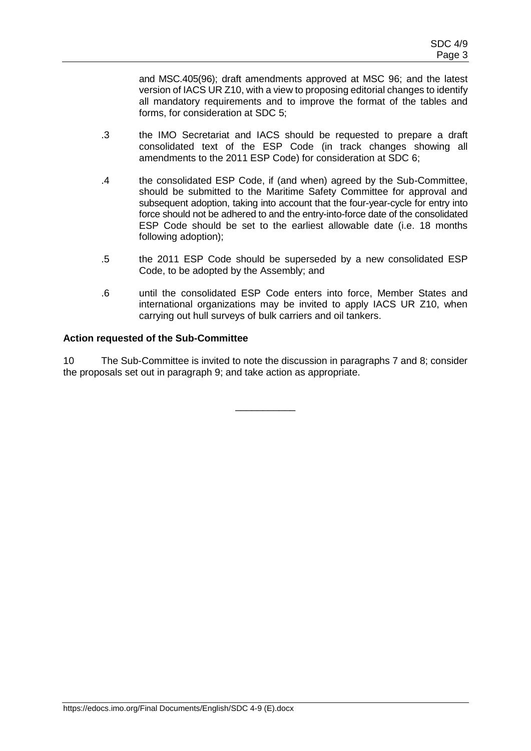and MSC.405(96); draft amendments approved at MSC 96; and the latest version of IACS UR Z10, with a view to proposing editorial changes to identify all mandatory requirements and to improve the format of the tables and forms, for consideration at SDC 5;

.3 the IMO Secretariat and IACS should be requested to prepare a draft consolidated text of the ESP Code (in track changes showing all amendments to the 2011 ESP Code) for consideration at SDC 6;

.4 the consolidated ESP Code, if (and when) agreed by the Sub-Committee, should be submitted to the Maritime Safety Committee for approval and subsequent adoption, taking into account that the four-year-cycle for entry into force should not be adhered to and the entry-into-force date of the consolidated ESP Code should be set to the earliest allowable date (i.e. 18 months following adoption);

.5 the 2011 ESP Code should be superseded by a new consolidated ESP Code, to be adopted by the Assembly; and

.6 until the consolidated ESP Code enters into force, Member States and international organizations may be invited to apply IACS UR Z10, when carrying out hull surveys of bulk carriers and oil tankers.

**Action requested of the Sub-Committee**

10 The Sub-Committee is invited to note the discussion in paragraphs 7 and 8; consider the proposals set out in paragraph 9; and take action as appropriate.

___________